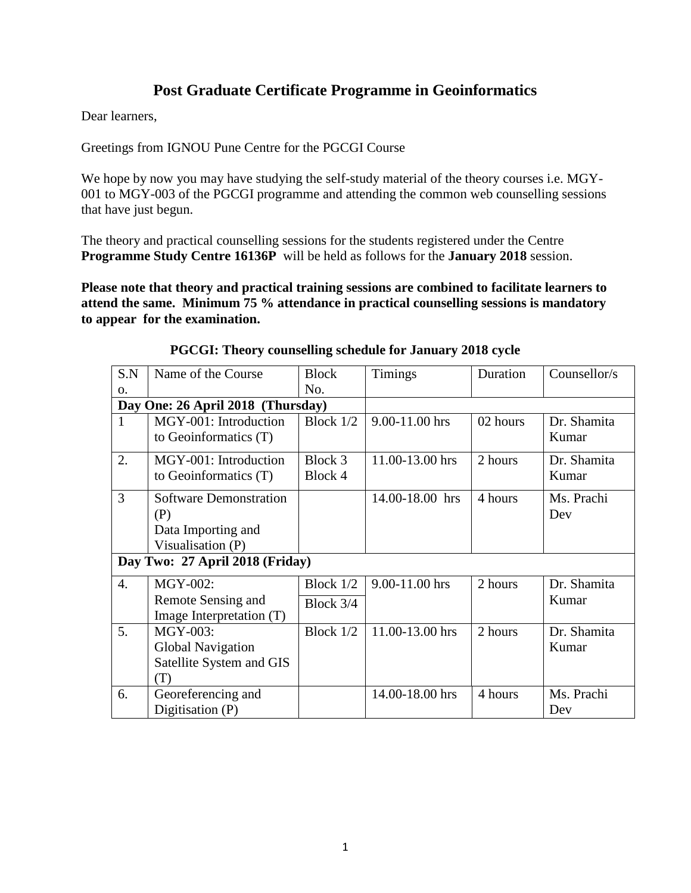# Post Graduate Certificate Programme in Geoinformatics

Dear learners,

Greetings from IGNOU Pune Centre for the PGCGI Course

We hope by now you may have studying the self-study material of the theory courses i.e. MGY-001 to MGY-003 of the PGCGI programme and attending the common web counselling sessions that have just begun.

The theory and practical counselling sessions for the students registered under the Centre **Programme Study Centre 16136P** will be held as follows for the **January 2018** session.

**Please note that theory and practical training sessions are combined to facilitate learners to attend the same. Minimum 75 % attendance in practical counselling sessions is mandatory to appear for the examination.**

**PGCGI: Theory counselling schedule for January 2018 cycle**

| S.No. | Name of the Course | Block No. | Timings | Duration | Counsellor/s |
|---|---|---|---|---|---|
| **Day One: 26 April 2018 (Thursday)** | | | | | |
| 1 | MGY-001: Introduction to Geoinformatics (T) | Block 1/2 | 9.00-11.00 hrs | 02 hours | Dr. Shamita Kumar |
| 2. | MGY-001: Introduction to Geoinformatics (T) | Block 3 Block 4 | 11.00-13.00 hrs | 2 hours | Dr. Shamita Kumar |
| 3 | Software Demonstration (P) Data Importing and Visualisation (P) | | 14.00-18.00 hrs | 4 hours | Ms. Prachi Dev |
| **Day Two: 27 April 2018 (Friday)** | | | | | |
| 4. | MGY-002: Remote Sensing and Image Interpretation (T) | Block 1/2 Block 3/4 | 9.00-11.00 hrs | 2 hours | Dr. Shamita Kumar |
| 5. | MGY-003: Global Navigation Satellite System and GIS (T) | Block 1/2 | 11.00-13.00 hrs | 2 hours | Dr. Shamita Kumar |
| 6. | Georeferencing and Digitisation (P) | | 14.00-18.00 hrs | 4 hours | Ms. Prachi Dev |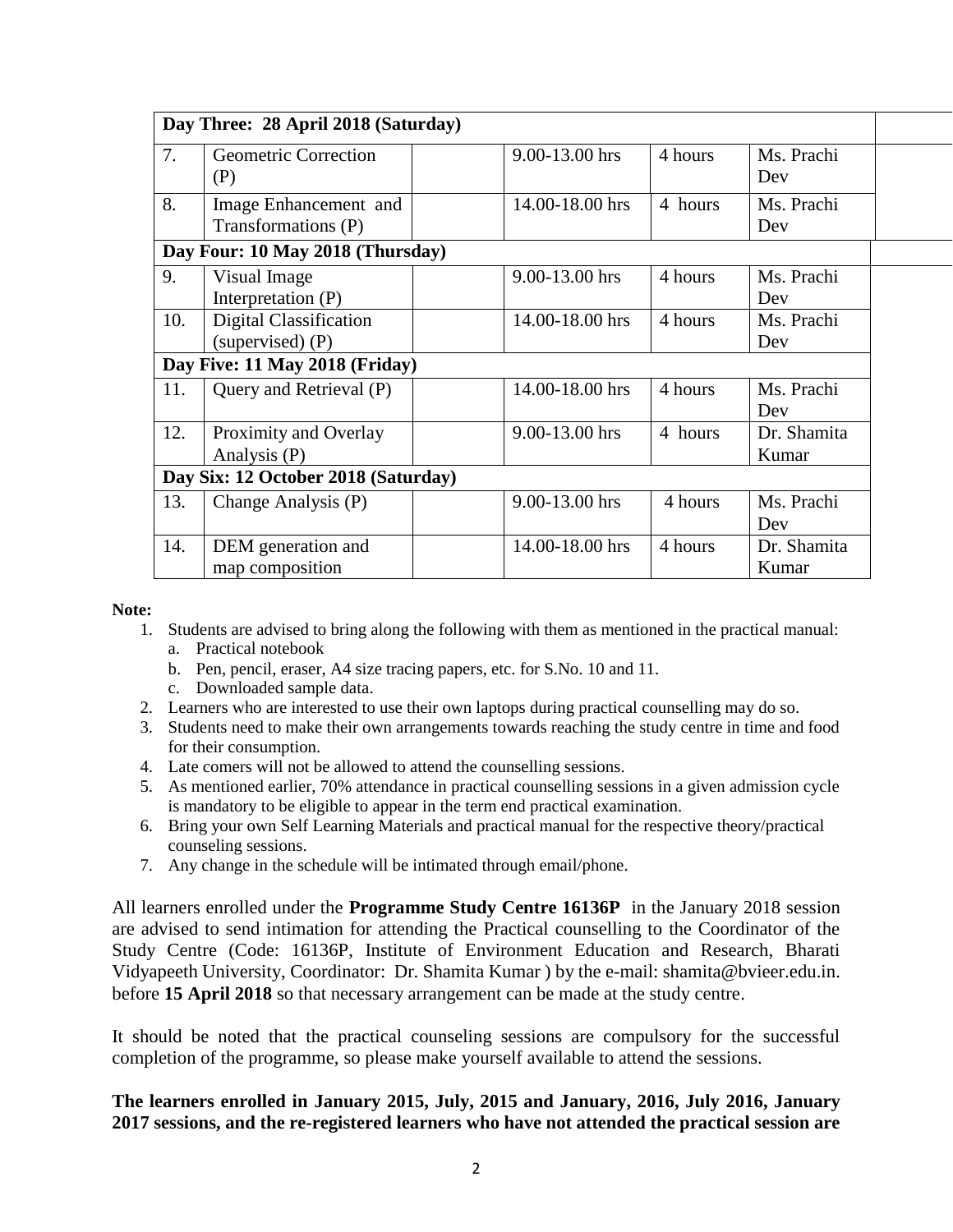| | | | | | |
|---|---|---|---|---|---|
| **Day Three: 28 April 2018 (Saturday)** | | | | | |
| 7. | Geometric Correction (P) | | 9.00-13.00 hrs | 4 hours | Ms. Prachi Dev |
| 8. | Image Enhancement and Transformations (P) | | 14.00-18.00 hrs | 4 hours | Ms. Prachi Dev |
| **Day Four: 10 May 2018 (Thursday)** | | | | | |
| 9. | Visual Image Interpretation (P) | | 9.00-13.00 hrs | 4 hours | Ms. Prachi Dev |
| 10. | Digital Classification (supervised) (P) | | 14.00-18.00 hrs | 4 hours | Ms. Prachi Dev |
| **Day Five: 11 May 2018 (Friday)** | | | | | |
| 11. | Query and Retrieval (P) | | 14.00-18.00 hrs | 4 hours | Ms. Prachi Dev |
| 12. | Proximity and Overlay Analysis (P) | | 9.00-13.00 hrs | 4 hours | Dr. Shamita Kumar |
| **Day Six: 12 October 2018 (Saturday)** | | | | | |
| 13. | Change Analysis (P) | | 9.00-13.00 hrs | 4 hours | Ms. Prachi Dev |
| 14. | DEM generation and map composition | | 14.00-18.00 hrs | 4 hours | Dr. Shamita Kumar |

**Note:**

1. Students are advised to bring along the following with them as mentioned in the practical manual:
   a. Practical notebook
   b. Pen, pencil, eraser, A4 size tracing papers, etc. for S.No. 10 and 11.
   c. Downloaded sample data.
2. Learners who are interested to use their own laptops during practical counselling may do so.
3. Students need to make their own arrangements towards reaching the study centre in time and food for their consumption.
4. Late comers will not be allowed to attend the counselling sessions.
5. As mentioned earlier, 70% attendance in practical counselling sessions in a given admission cycle is mandatory to be eligible to appear in the term end practical examination.
6. Bring your own Self Learning Materials and practical manual for the respective theory/practical counseling sessions.
7. Any change in the schedule will be intimated through email/phone.

All learners enrolled under the **Programme Study Centre 16136P** in the January 2018 session are advised to send intimation for attending the Practical counselling to the Coordinator of the Study Centre (Code: 16136P, Institute of Environment Education and Research, Bharati Vidyapeeth University, Coordinator: Dr. Shamita Kumar ) by the e-mail: shamita@bvieer.edu.in. before **15 April 2018** so that necessary arrangement can be made at the study centre.

It should be noted that the practical counseling sessions are compulsory for the successful completion of the programme, so please make yourself available to attend the sessions.

**The learners enrolled in January 2015, July, 2015 and January, 2016, July 2016, January 2017 sessions, and the re-registered learners who have not attended the practical session are**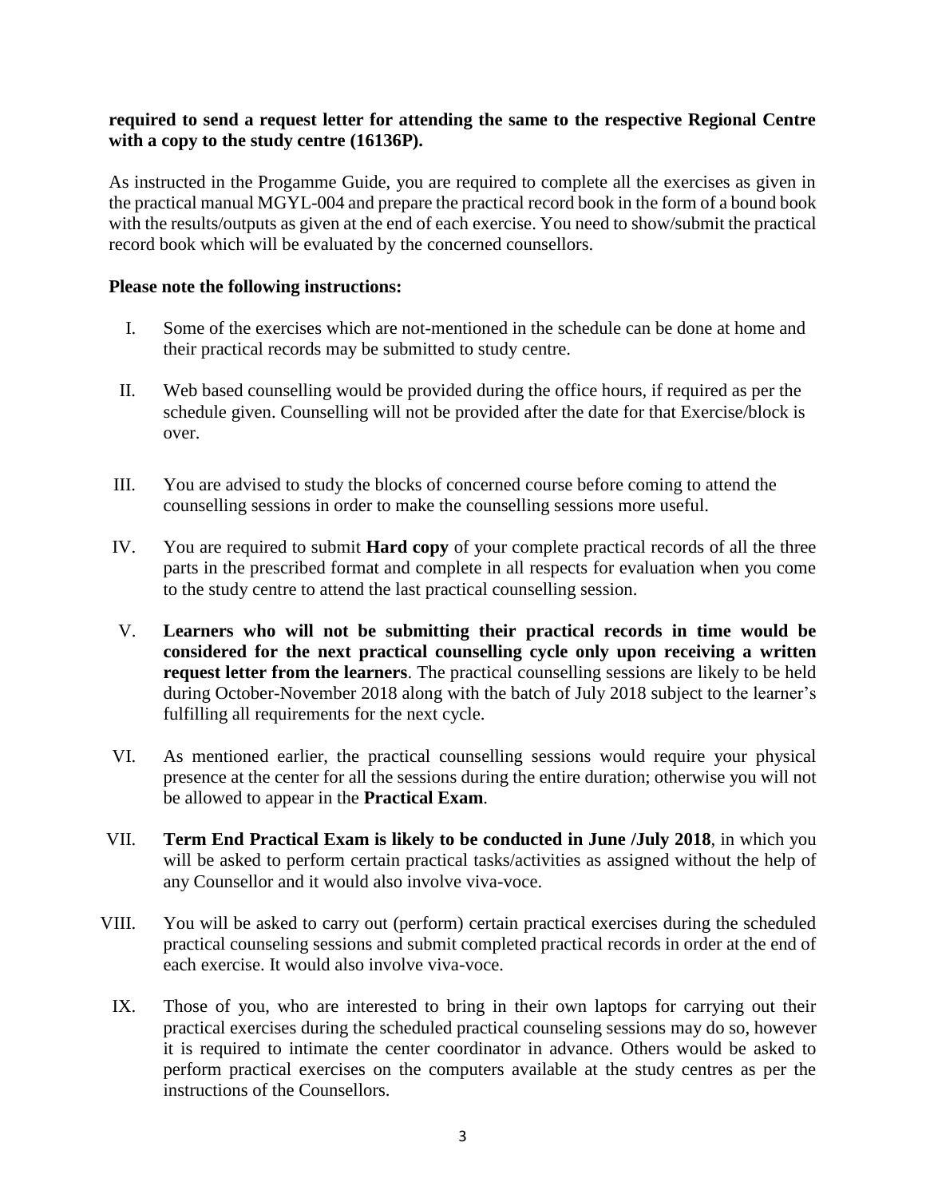**required to send a request letter for attending the same to the respective Regional Centre with a copy to the study centre (16136P).**

As instructed in the Progamme Guide, you are required to complete all the exercises as given in the practical manual MGYL-004 and prepare the practical record book in the form of a bound book with the results/outputs as given at the end of each exercise. You need to show/submit the practical record book which will be evaluated by the concerned counsellors.

**Please note the following instructions:**

I. Some of the exercises which are not-mentioned in the schedule can be done at home and their practical records may be submitted to study centre.

II. Web based counselling would be provided during the office hours, if required as per the schedule given. Counselling will not be provided after the date for that Exercise/block is over.

III. You are advised to study the blocks of concerned course before coming to attend the counselling sessions in order to make the counselling sessions more useful.

IV. You are required to submit **Hard copy** of your complete practical records of all the three parts in the prescribed format and complete in all respects for evaluation when you come to the study centre to attend the last practical counselling session.

V. **Learners who will not be submitting their practical records in time would be considered for the next practical counselling cycle only upon receiving a written request letter from the learners**. The practical counselling sessions are likely to be held during October-November 2018 along with the batch of July 2018 subject to the learner's fulfilling all requirements for the next cycle.

VI. As mentioned earlier, the practical counselling sessions would require your physical presence at the center for all the sessions during the entire duration; otherwise you will not be allowed to appear in the **Practical Exam**.

VII. **Term End Practical Exam is likely to be conducted in June /July 2018**, in which you will be asked to perform certain practical tasks/activities as assigned without the help of any Counsellor and it would also involve viva-voce.

VIII. You will be asked to carry out (perform) certain practical exercises during the scheduled practical counseling sessions and submit completed practical records in order at the end of each exercise. It would also involve viva-voce.

IX. Those of you, who are interested to bring in their own laptops for carrying out their practical exercises during the scheduled practical counseling sessions may do so, however it is required to intimate the center coordinator in advance. Others would be asked to perform practical exercises on the computers available at the study centres as per the instructions of the Counsellors.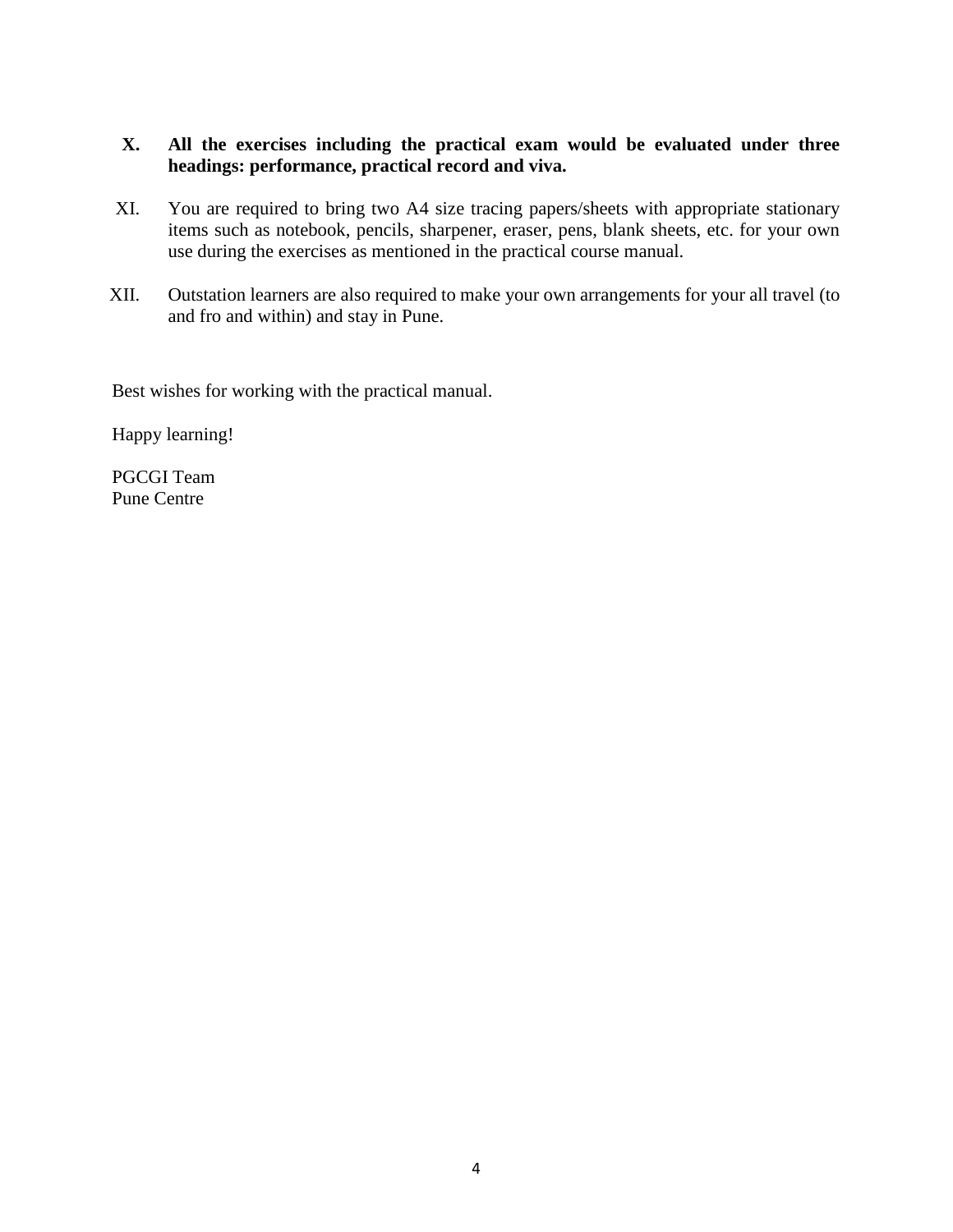X. **All the exercises including the practical exam would be evaluated under three headings: performance, practical record and viva.**

XI. You are required to bring two A4 size tracing papers/sheets with appropriate stationary items such as notebook, pencils, sharpener, eraser, pens, blank sheets, etc. for your own use during the exercises as mentioned in the practical course manual.

XII. Outstation learners are also required to make your own arrangements for your all travel (to and fro and within) and stay in Pune.

Best wishes for working with the practical manual.

Happy learning!

PGCGI Team
Pune Centre